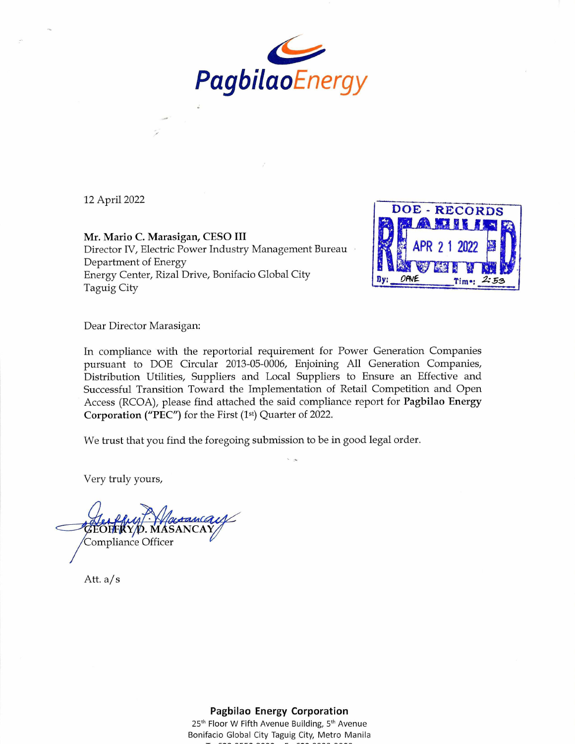**PagbilaoEnergy**

12 April 2022

DOE - RECORDS
RECEIVED
APR 21 2022
By: OAVE Time: 2:53

**Mr. Mario C. Marasigan, CESO III**
Director IV, Electric Power Industry Management Bureau
Department of Energy
Energy Center, Rizal Drive, Bonifacio Global City
Taguig City

Dear Director Marasigan:

In compliance with the reportorial requirement for Power Generation Companies pursuant to DOE Circular 2013-05-0006, Enjoining All Generation Companies, Distribution Utilities, Suppliers and Local Suppliers to Ensure an Effective and Successful Transition Toward the Implementation of Retail Competition and Open Access (RCOA), please find attached the said compliance report for **Pagbilao Energy Corporation ("PEC")** for the First (1st) Quarter of 2022.

We trust that you find the foregoing submission to be in good legal order.

Very truly yours,

GEOFFRY D. MASANCAY
Compliance Officer

Att. a/s

**Pagbilao Energy Corporation**
25th Floor W Fifth Avenue Building, 5th Avenue
Bonifacio Global City Taguig City, Metro Manila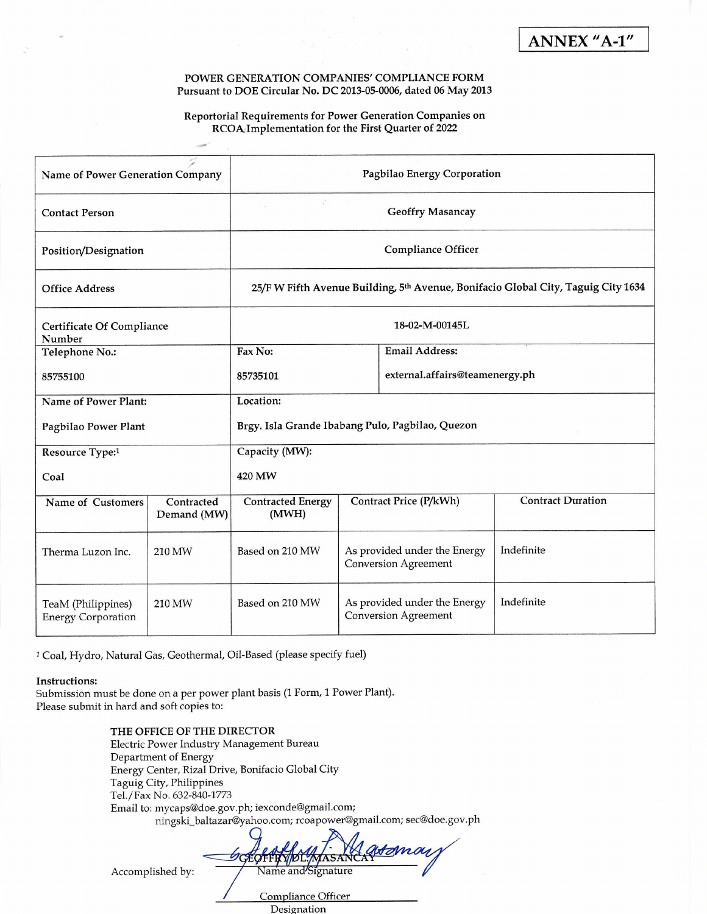ANNEX "A-1"

POWER GENERATION COMPANIES' COMPLIANCE FORM
Pursuant to DOE Circular No. DC 2013-05-0006, dated 06 May 2013

Reportorial Requirements for Power Generation Companies on RCOA Implementation for the First Quarter of 2022

| | | | | |
|---|---|---|---|---|
| Name of Power Generation Company | Pagbilao Energy Corporation | | | |
| Contact Person | Geoffry Masancay | | | |
| Position/Designation | Compliance Officer | | | |
| Office Address | 25/F W Fifth Avenue Building, 5th Avenue, Bonifacio Global City, Taguig City 1634 | | | |
| Certificate Of Compliance Number | 18-02-M-00145L | | | |
| Telephone No.: 85755100 | Fax No: 85735101 | Email Address: external.affairs@teamenergy.ph | | |
| Name of Power Plant: Pagbilao Power Plant | Location: Brgy. Isla Grande Ibabang Pulo, Pagbilao, Quezon | | | |
| Resource Type:[1] Coal | Capacity (MW): 420 MW | | | |

| Name of Customers | Contracted Demand (MW) | Contracted Energy (MWH) | Contract Price (P/kWh) | Contract Duration |
|---|---|---|---|---|
| Therma Luzon Inc. | 210 MW | Based on 210 MW | As provided under the Energy Conversion Agreement | Indefinite |
| TeaM (Philippines) Energy Corporation | 210 MW | Based on 210 MW | As provided under the Energy Conversion Agreement | Indefinite |

[1] Coal, Hydro, Natural Gas, Geothermal, Oil-Based (please specify fuel)

**Instructions:**
Submission must be done on a per power plant basis (1 Form, 1 Power Plant).
Please submit in hard and soft copies to:

THE OFFICE OF THE DIRECTOR
Electric Power Industry Management Bureau
Department of Energy
Energy Center, Rizal Drive, Bonifacio Global City
Taguig City, Philippines
Tel./Fax No. 632-840-1773
Email to: mycaps@doe.gov.ph; iexconde@gmail.com; ningski_baltazar@yahoo.com; rcoapower@gmail.com; sec@doe.gov.ph

Accomplished by: GEOFFRY DL. MASANCAY
Name and Signature

Compliance Officer
Designation